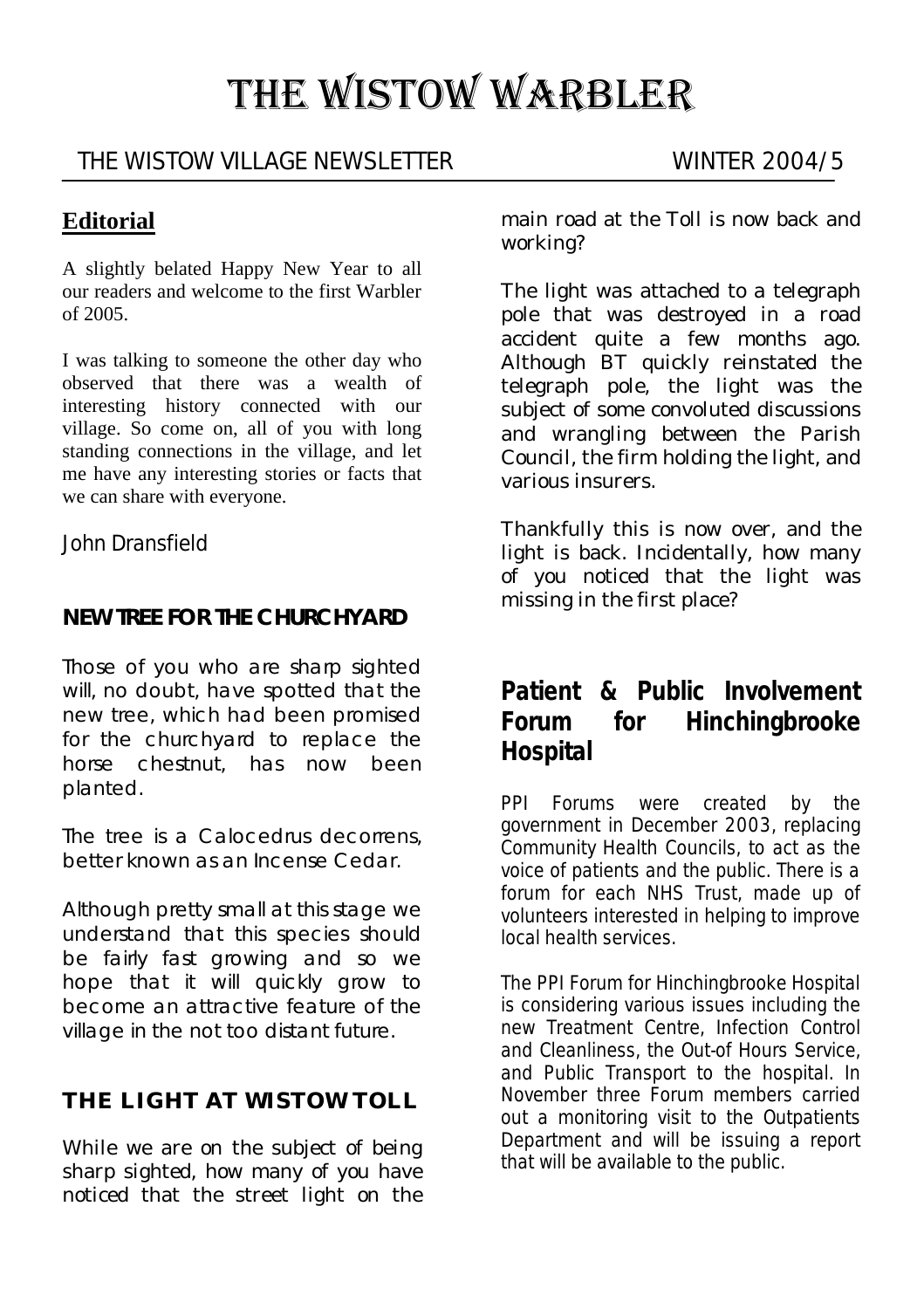# THE WISTOW WARBLER

THE WISTOW VILLAGE NEWSLETTER WINTER 2004/5

## Editorial

A slightly belated Happy New Year to all our readers and welcome to the first Warbler of 2005.

I was talking to someone the other day who observed that there was a wealth of interesting history connected with our village. So come on, all of you with long standing connections in the village, and let me have any interesting stories or facts that we can share with everyone.

John Dransfield

### NEW TREE FOR THE CHURCHYARD

Those of you who are sharp sighted will, no doubt, have spotted that the new tree, which had been promised for the churchyard to replace the horse chestnut, has now been planted.

The tree is a Calocedrus decorrens, better known as an Incense Cedar.

Although pretty small at this stage we understand that this species should be fairly fast growing and so we hope that it will quickly grow to become an attractive feature of the village in the not too distant future.

### THE LIGHT AT WISTOW TOLL

While we are on the subject of being sharp sighted, how many of you have noticed that the street light on the main road at the Toll is now back and working?

The light was attached to a telegraph pole that was destroyed in a road accident quite a few months ago. Although BT quickly reinstated the telegraph pole, the light was the subject of some convoluted discussions and wrangling between the Parish Council, the firm holding the light, and various insurers.

Thankfully this is now over, and the light is back. Incidentally, how many of you noticed that the light was missing in the first place?

## Patient & Public Involvement Forum for Hinchingbrooke Hospital

PPI Forums were created by the government in December 2003, replacing Community Health Councils, to act as the voice of patients and the public. There is a forum for each NHS Trust, made up of volunteers interested in helping to improve local health services.

The PPI Forum for Hinchingbrooke Hospital is considering various issues including the new Treatment Centre, Infection Control and Cleanliness, the Out-of Hours Service, and Public Transport to the hospital. In November three Forum members carried out a monitoring visit to the Outpatients Department and will be issuing a report that will be available to the public.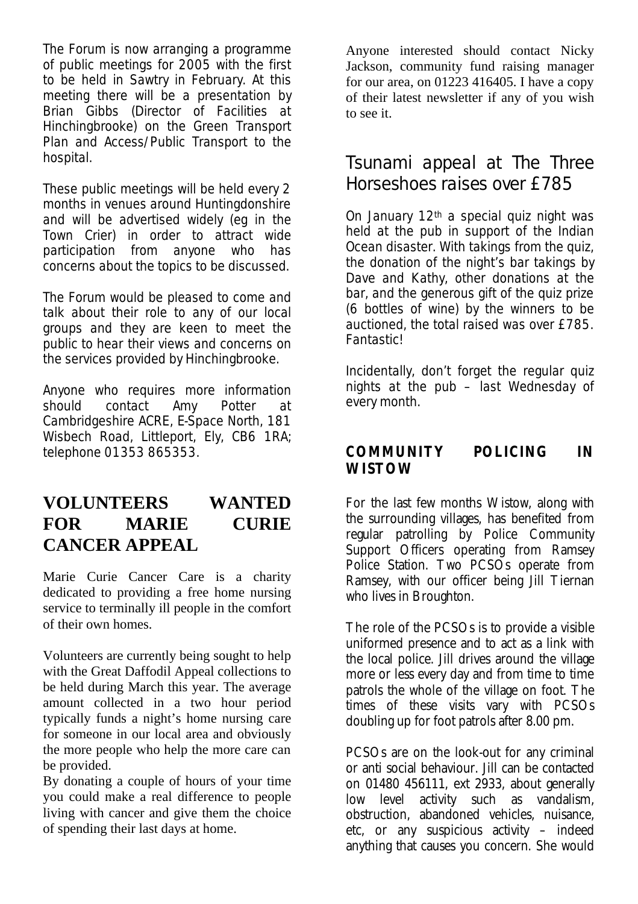The Forum is now arranging a programme of public meetings for 2005 with the first to be held in Sawtry in February. At this meeting there will be a presentation by Brian Gibbs (Director of Facilities at Hinchingbrooke) on the Green Transport Plan and Access/Public Transport to the hospital.

These public meetings will be held every 2 months in venues around Huntingdonshire and will be advertised widely (eg in the Town Crier) in order to attract wide participation from anyone who has concerns about the topics to be discussed.

The Forum would be pleased to come and talk about their role to any of our local groups and they are keen to meet the public to hear their views and concerns on the services provided by Hinchingbrooke.

Anyone who requires more information should contact Amy Potter at Cambridgeshire ACRE, E-Space North, 181 Wisbech Road, Littleport, Ely, CB6 1RA; telephone 01353 865353.

## VOLUNTEERS WANTED FOR MARIE CURIE CANCER APPEAL

Marie Curie Cancer Care is a charity dedicated to providing a free home nursing service to terminally ill people in the comfort of their own homes.

Volunteers are currently being sought to help with the Great Daffodil Appeal collections to be held during March this year. The average amount collected in a two hour period typically funds a night's home nursing care for someone in our local area and obviously the more people who help the more care can be provided.

By donating a couple of hours of your time you could make a real difference to people living with cancer and give them the choice of spending their last days at home.

Anyone interested should contact Nicky Jackson, community fund raising manager for our area, on 01223 416405. I have a copy of their latest newsletter if any of you wish to see it.

## Tsunami appeal at The Three Horseshoes raises over £785

On January 12th a special quiz night was held at the pub in support of the Indian Ocean disaster. With takings from the quiz, the donation of the night's bar takings by Dave and Kathy, other donations at the bar, and the generous gift of the quiz prize (6 bottles of wine) by the winners to be auctioned, the total raised was over £785. Fantastic!

Incidentally, don't forget the regular quiz nights at the pub – last Wednesday of every month.

### COMMUNITY POLICING IN WISTOW

For the last few months Wistow, along with the surrounding villages, has benefited from regular patrolling by Police Community Support Officers operating from Ramsey Police Station. Two PCSOs operate from Ramsey, with our officer being Jill Tiernan who lives in Broughton.

The role of the PCSOs is to provide a visible uniformed presence and to act as a link with the local police. Jill drives around the village more or less every day and from time to time patrols the whole of the village on foot. The times of these visits vary with PCSOs doubling up for foot patrols after 8.00 pm.

PCSOs are on the look-out for any criminal or anti social behaviour. Jill can be contacted on 01480 456111, ext 2933, about generally low level activity such as vandalism, obstruction, abandoned vehicles, nuisance, etc, or any suspicious activity – indeed anything that causes you concern. She would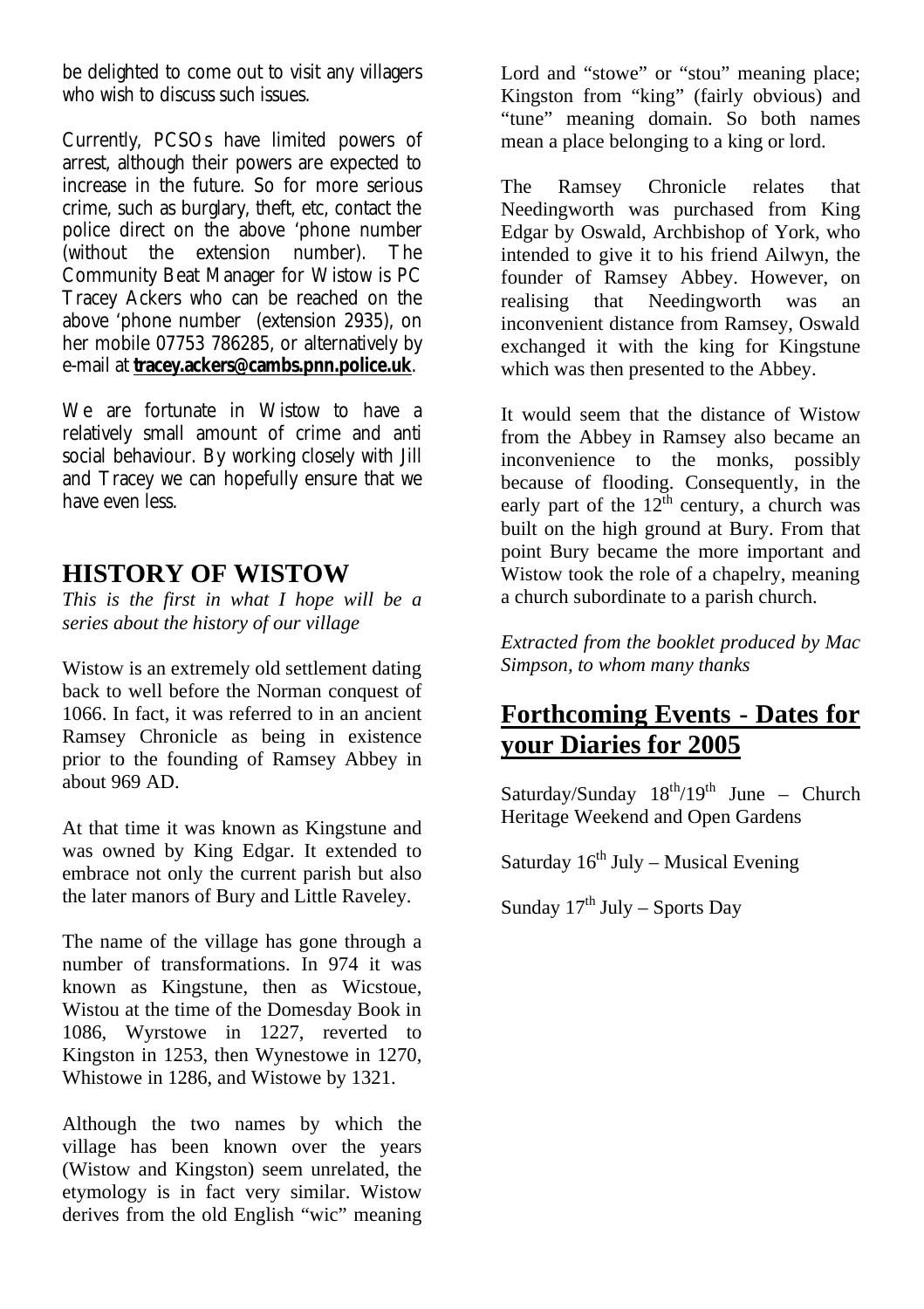be delighted to come out to visit any villagers who wish to discuss such issues.

Currently, PCSOs have limited powers of arrest, although their powers are expected to increase in the future. So for more serious crime, such as burglary, theft, etc, contact the police direct on the above 'phone number (without the extension number). The Community Beat Manager for Wistow is PC Tracey Ackers who can be reached on the above 'phone number (extension 2935), on her mobile 07753 786285, or alternatively by e-mail at **tracey.ackers@cambs.pnn.police.uk**.

We are fortunate in Wistow to have a relatively small amount of crime and anti social behaviour. By working closely with Jill and Tracey we can hopefully ensure that we have even less.

## HISTORY OF WISTOW

*This is the first in what I hope will be a series about the history of our village*

Wistow is an extremely old settlement dating back to well before the Norman conquest of 1066. In fact, it was referred to in an ancient Ramsey Chronicle as being in existence prior to the founding of Ramsey Abbey in about 969 AD.

At that time it was known as Kingstune and was owned by King Edgar. It extended to embrace not only the current parish but also the later manors of Bury and Little Raveley.

The name of the village has gone through a number of transformations. In 974 it was known as Kingstune, then as Wicstoue, Wistou at the time of the Domesday Book in 1086, Wyrstowe in 1227, reverted to Kingston in 1253, then Wynestowe in 1270, Whistowe in 1286, and Wistowe by 1321.

Although the two names by which the village has been known over the years (Wistow and Kingston) seem unrelated, the etymology is in fact very similar. Wistow derives from the old English "wic" meaning Lord and "stowe" or "stou" meaning place; Kingston from "king" (fairly obvious) and "tune" meaning domain. So both names mean a place belonging to a king or lord.

The Ramsey Chronicle relates that Needingworth was purchased from King Edgar by Oswald, Archbishop of York, who intended to give it to his friend Ailwyn, the founder of Ramsey Abbey. However, on realising that Needingworth was an inconvenient distance from Ramsey, Oswald exchanged it with the king for Kingstune which was then presented to the Abbey.

It would seem that the distance of Wistow from the Abbey in Ramsey also became an inconvenience to the monks, possibly because of flooding. Consequently, in the early part of the 12th century, a church was built on the high ground at Bury. From that point Bury became the more important and Wistow took the role of a chapelry, meaning a church subordinate to a parish church.

*Extracted from the booklet produced by Mac Simpson, to whom many thanks*

## Forthcoming Events - Dates for your Diaries for 2005

Saturday/Sunday 18th/19th June – Church Heritage Weekend and Open Gardens

Saturday 16th July – Musical Evening

Sunday 17th July – Sports Day